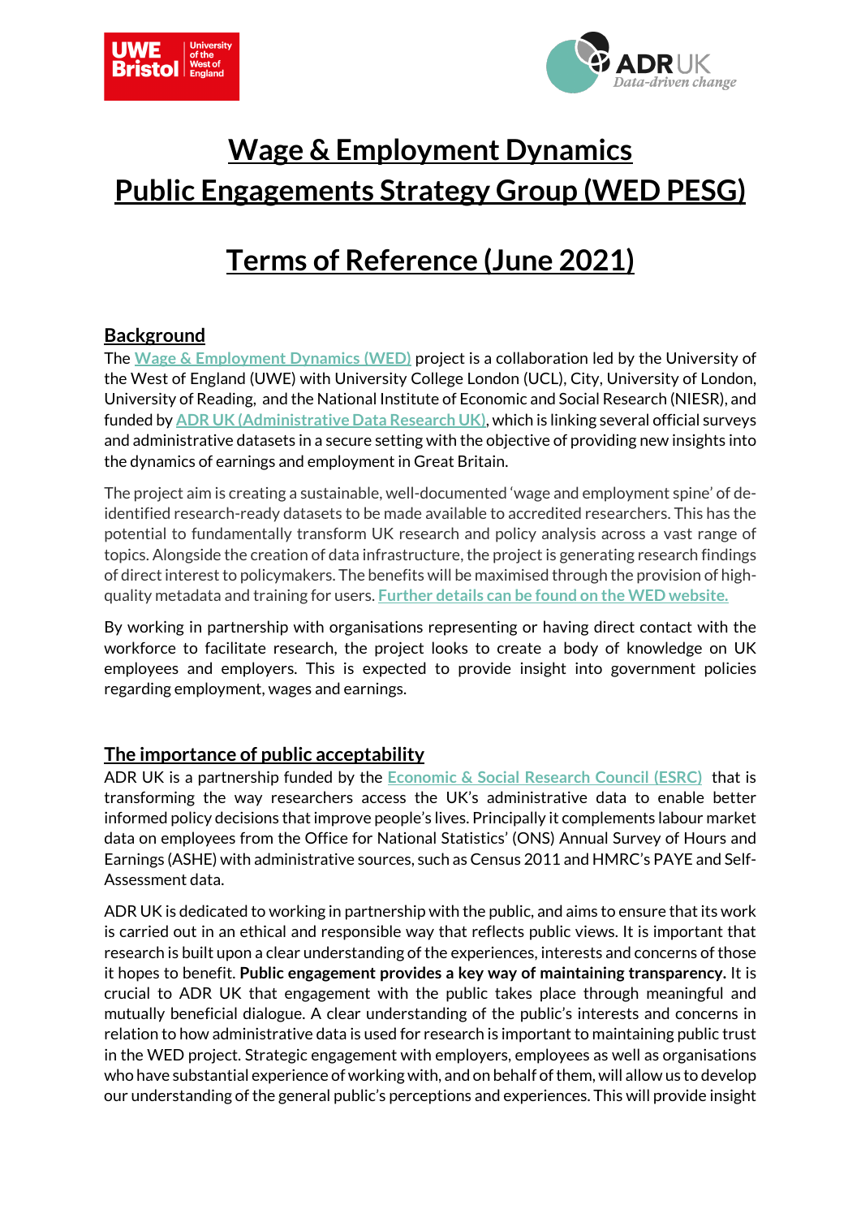# Wage & Employment Dynamics
# Public Engagements Strategy Group (WED PESG)

# Terms of Reference (June 2021)

## Background

The Wage & Employment Dynamics (WED) project is a collaboration led by the University of the West of England (UWE) with University College London (UCL), City, University of London, University of Reading, and the National Institute of Economic and Social Research (NIESR), and funded by ADR UK (Administrative Data Research UK), which is linking several official surveys and administrative datasets in a secure setting with the objective of providing new insights into the dynamics of earnings and employment in Great Britain.

The project aim is creating a sustainable, well-documented 'wage and employment spine' of de-identified research-ready datasets to be made available to accredited researchers. This has the potential to fundamentally transform UK research and policy analysis across a vast range of topics. Alongside the creation of data infrastructure, the project is generating research findings of direct interest to policymakers. The benefits will be maximised through the provision of high-quality metadata and training for users. Further details can be found on the WED website.

By working in partnership with organisations representing or having direct contact with the workforce to facilitate research, the project looks to create a body of knowledge on UK employees and employers. This is expected to provide insight into government policies regarding employment, wages and earnings.

## The importance of public acceptability

ADR UK is a partnership funded by the Economic & Social Research Council (ESRC) that is transforming the way researchers access the UK's administrative data to enable better informed policy decisions that improve people's lives. Principally it complements labour market data on employees from the Office for National Statistics' (ONS) Annual Survey of Hours and Earnings (ASHE) with administrative sources, such as Census 2011 and HMRC's PAYE and Self-Assessment data.

ADR UK is dedicated to working in partnership with the public, and aims to ensure that its work is carried out in an ethical and responsible way that reflects public views. It is important that research is built upon a clear understanding of the experiences, interests and concerns of those it hopes to benefit. **Public engagement provides a key way of maintaining transparency.** It is crucial to ADR UK that engagement with the public takes place through meaningful and mutually beneficial dialogue. A clear understanding of the public's interests and concerns in relation to how administrative data is used for research is important to maintaining public trust in the WED project. Strategic engagement with employers, employees as well as organisations who have substantial experience of working with, and on behalf of them, will allow us to develop our understanding of the general public's perceptions and experiences. This will provide insight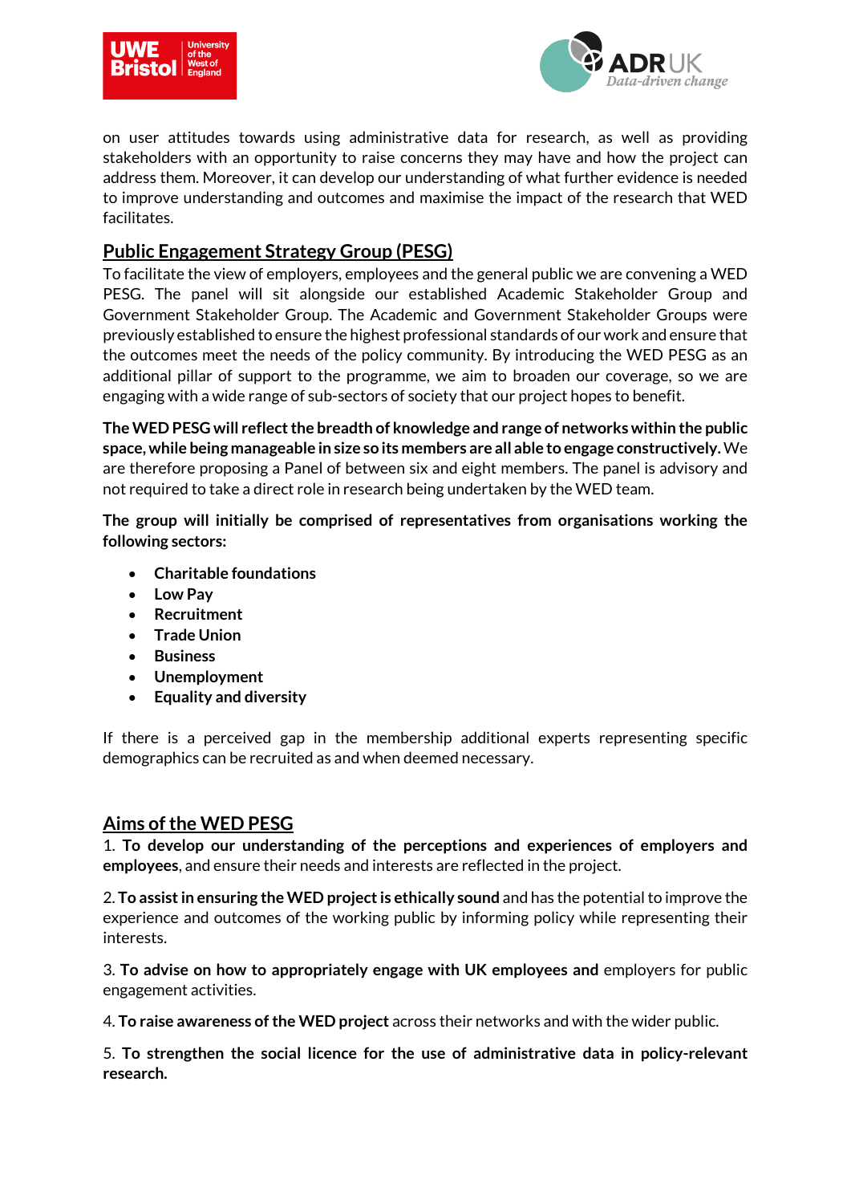on user attitudes towards using administrative data for research, as well as providing stakeholders with an opportunity to raise concerns they may have and how the project can address them. Moreover, it can develop our understanding of what further evidence is needed to improve understanding and outcomes and maximise the impact of the research that WED facilitates.

## Public Engagement Strategy Group (PESG)

To facilitate the view of employers, employees and the general public we are convening a WED PESG. The panel will sit alongside our established Academic Stakeholder Group and Government Stakeholder Group. The Academic and Government Stakeholder Groups were previously established to ensure the highest professional standards of our work and ensure that the outcomes meet the needs of the policy community. By introducing the WED PESG as an additional pillar of support to the programme, we aim to broaden our coverage, so we are engaging with a wide range of sub-sectors of society that our project hopes to benefit.

**The WED PESG will reflect the breadth of knowledge and range of networks within the public space, while being manageable in size so its members are all able to engage constructively.** We are therefore proposing a Panel of between six and eight members. The panel is advisory and not required to take a direct role in research being undertaken by the WED team.

**The group will initially be comprised of representatives from organisations working the following sectors:**

- **Charitable foundations**
- **Low Pay**
- **Recruitment**
- **Trade Union**
- **Business**
- **Unemployment**
- **Equality and diversity**

If there is a perceived gap in the membership additional experts representing specific demographics can be recruited as and when deemed necessary.

## Aims of the WED PESG

1. **To develop our understanding of the perceptions and experiences of employers and employees**, and ensure their needs and interests are reflected in the project.

2. **To assist in ensuring the WED project is ethically sound** and has the potential to improve the experience and outcomes of the working public by informing policy while representing their interests.

3. **To advise on how to appropriately engage with UK employees and** employers for public engagement activities.

4. **To raise awareness of the WED project** across their networks and with the wider public.

5. **To strengthen the social licence for the use of administrative data in policy-relevant research.**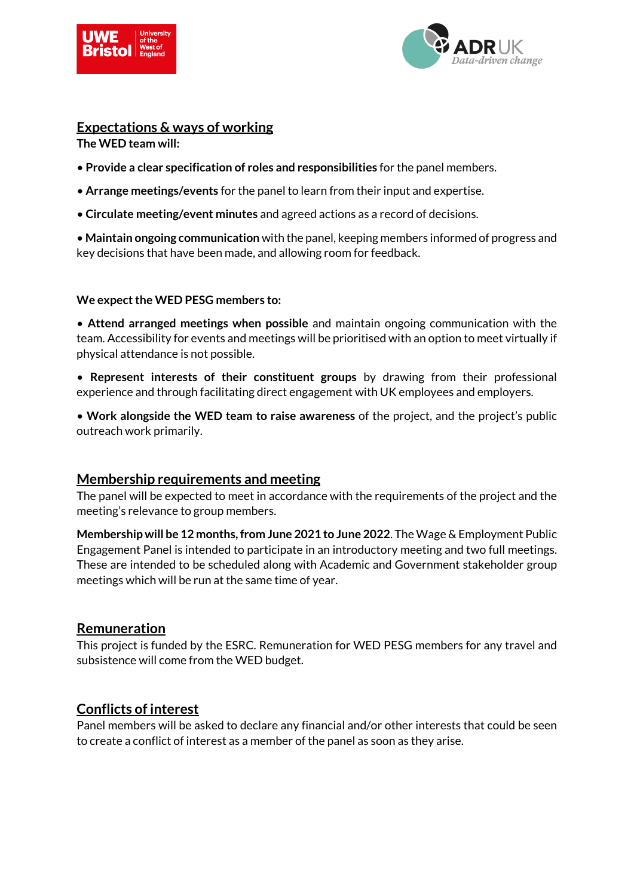## Expectations & ways of working

**The WED team will:**

• **Provide a clear specification of roles and responsibilities** for the panel members.

• **Arrange meetings/events** for the panel to learn from their input and expertise.

• **Circulate meeting/event minutes** and agreed actions as a record of decisions.

• **Maintain ongoing communication** with the panel, keeping members informed of progress and key decisions that have been made, and allowing room for feedback.

**We expect the WED PESG members to:**

• **Attend arranged meetings when possible** and maintain ongoing communication with the team. Accessibility for events and meetings will be prioritised with an option to meet virtually if physical attendance is not possible.

• **Represent interests of their constituent groups** by drawing from their professional experience and through facilitating direct engagement with UK employees and employers.

• **Work alongside the WED team to raise awareness** of the project, and the project's public outreach work primarily.

## Membership requirements and meeting

The panel will be expected to meet in accordance with the requirements of the project and the meeting's relevance to group members.

**Membership will be 12 months, from June 2021 to June 2022**. The Wage & Employment Public Engagement Panel is intended to participate in an introductory meeting and two full meetings. These are intended to be scheduled along with Academic and Government stakeholder group meetings which will be run at the same time of year.

## Remuneration

This project is funded by the ESRC. Remuneration for WED PESG members for any travel and subsistence will come from the WED budget.

## Conflicts of interest

Panel members will be asked to declare any financial and/or other interests that could be seen to create a conflict of interest as a member of the panel as soon as they arise.